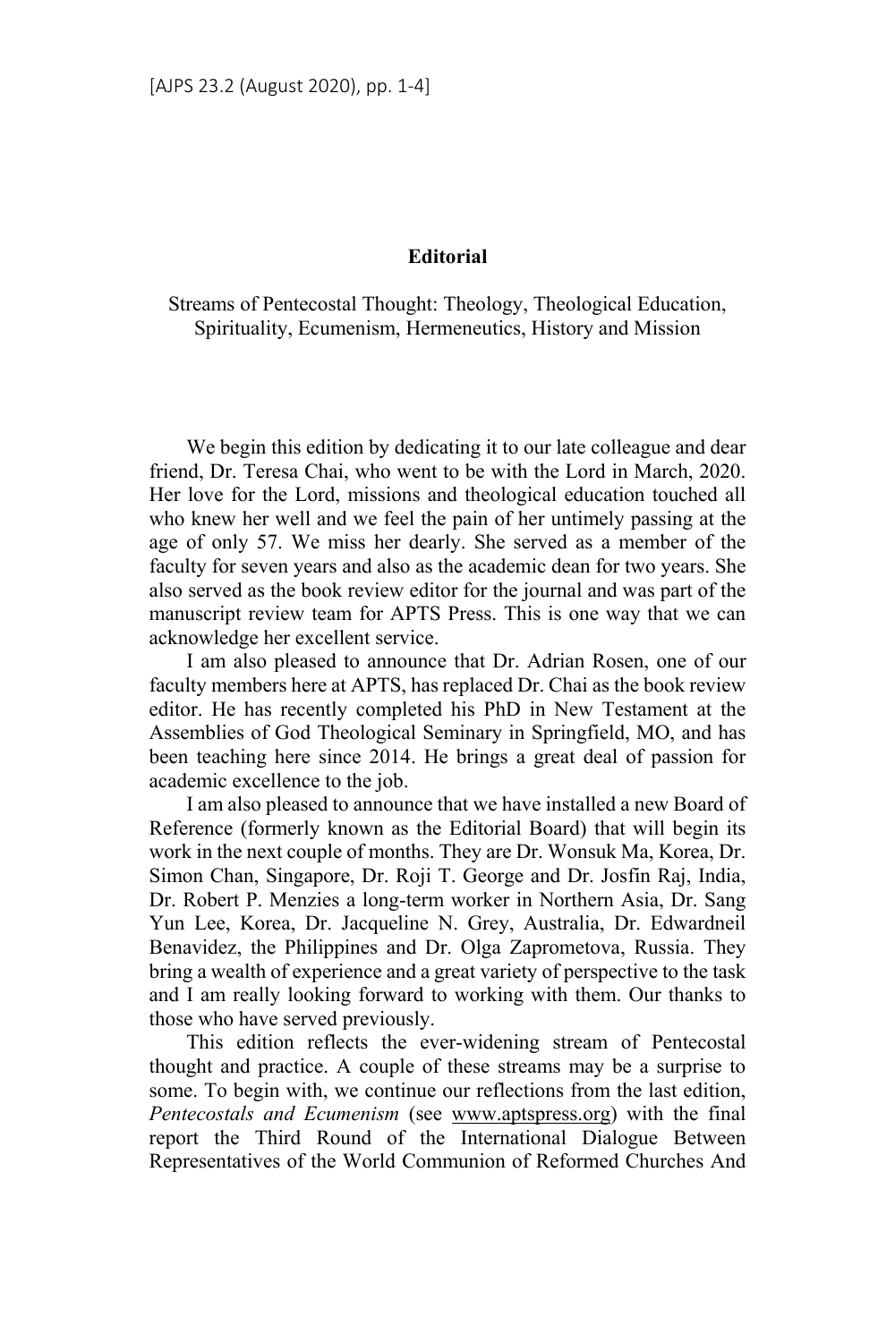# Editorial

Streams of Pentecostal Thought: Theology, Theological Education, Spirituality, Ecumenism, Hermeneutics, History and Mission

We begin this edition by dedicating it to our late colleague and dear friend, Dr. Teresa Chai, who went to be with the Lord in March, 2020. Her love for the Lord, missions and theological education touched all who knew her well and we feel the pain of her untimely passing at the age of only 57. We miss her dearly. She served as a member of the faculty for seven years and also as the academic dean for two years. She also served as the book review editor for the journal and was part of the manuscript review team for APTS Press. This is one way that we can acknowledge her excellent service.

I am also pleased to announce that Dr. Adrian Rosen, one of our faculty members here at APTS, has replaced Dr. Chai as the book review editor. He has recently completed his PhD in New Testament at the Assemblies of God Theological Seminary in Springfield, MO, and has been teaching here since 2014. He brings a great deal of passion for academic excellence to the job.

I am also pleased to announce that we have installed a new Board of Reference (formerly known as the Editorial Board) that will begin its work in the next couple of months. They are Dr. Wonsuk Ma, Korea, Dr. Simon Chan, Singapore, Dr. Roji T. George and Dr. Josfin Raj, India, Dr. Robert P. Menzies a long-term worker in Northern Asia, Dr. Sang Yun Lee, Korea, Dr. Jacqueline N. Grey, Australia, Dr. Edwardneil Benavidez, the Philippines and Dr. Olga Zaprometova, Russia. They bring a wealth of experience and a great variety of perspective to the task and I am really looking forward to working with them. Our thanks to those who have served previously.

This edition reflects the ever-widening stream of Pentecostal thought and practice. A couple of these streams may be a surprise to some. To begin with, we continue our reflections from the last edition, *Pentecostals and Ecumenism* (see www.aptspress.org) with the final report the Third Round of the International Dialogue Between Representatives of the World Communion of Reformed Churches And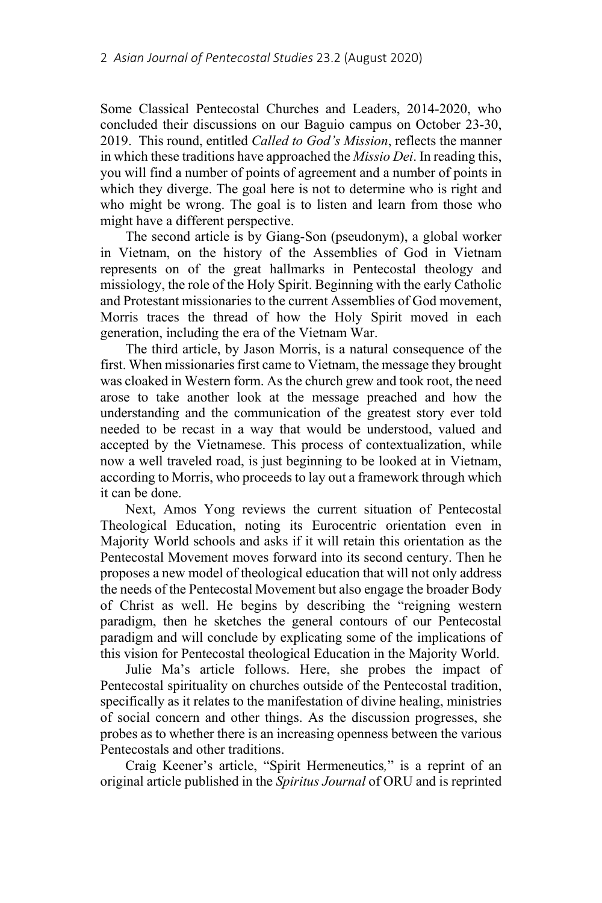Some Classical Pentecostal Churches and Leaders, 2014-2020, who concluded their discussions on our Baguio campus on October 23-30, 2019. This round, entitled *Called to God's Mission*, reflects the manner in which these traditions have approached the *Missio Dei*. In reading this, you will find a number of points of agreement and a number of points in which they diverge. The goal here is not to determine who is right and who might be wrong. The goal is to listen and learn from those who might have a different perspective.

The second article is by Giang-Son (pseudonym), a global worker in Vietnam, on the history of the Assemblies of God in Vietnam represents on of the great hallmarks in Pentecostal theology and missiology, the role of the Holy Spirit. Beginning with the early Catholic and Protestant missionaries to the current Assemblies of God movement, Morris traces the thread of how the Holy Spirit moved in each generation, including the era of the Vietnam War.

The third article, by Jason Morris, is a natural consequence of the first. When missionaries first came to Vietnam, the message they brought was cloaked in Western form. As the church grew and took root, the need arose to take another look at the message preached and how the understanding and the communication of the greatest story ever told needed to be recast in a way that would be understood, valued and accepted by the Vietnamese. This process of contextualization, while now a well traveled road, is just beginning to be looked at in Vietnam, according to Morris, who proceeds to lay out a framework through which it can be done.

Next, Amos Yong reviews the current situation of Pentecostal Theological Education, noting its Eurocentric orientation even in Majority World schools and asks if it will retain this orientation as the Pentecostal Movement moves forward into its second century. Then he proposes a new model of theological education that will not only address the needs of the Pentecostal Movement but also engage the broader Body of Christ as well. He begins by describing the "reigning western paradigm, then he sketches the general contours of our Pentecostal paradigm and will conclude by explicating some of the implications of this vision for Pentecostal theological Education in the Majority World.

Julie Ma's article follows. Here, she probes the impact of Pentecostal spirituality on churches outside of the Pentecostal tradition, specifically as it relates to the manifestation of divine healing, ministries of social concern and other things. As the discussion progresses, she probes as to whether there is an increasing openness between the various Pentecostals and other traditions.

Craig Keener's article, "Spirit Hermeneutics," is a reprint of an original article published in the *Spiritus Journal* of ORU and is reprinted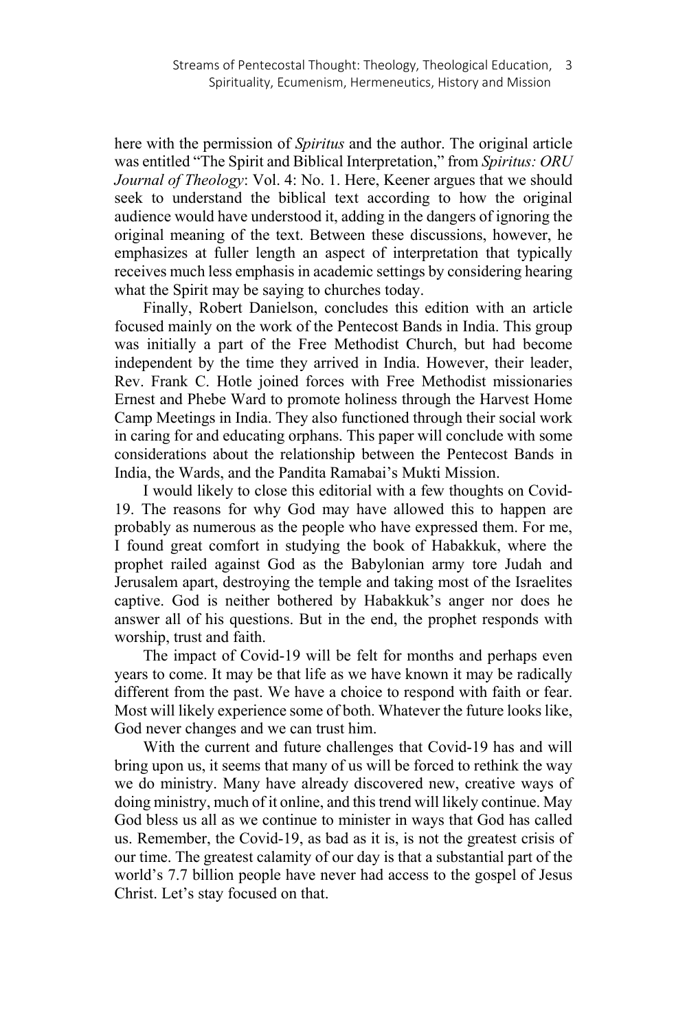here with the permission of *Spiritus* and the author. The original article was entitled "The Spirit and Biblical Interpretation," from *Spiritus: ORU Journal of Theology*: Vol. 4: No. 1. Here, Keener argues that we should seek to understand the biblical text according to how the original audience would have understood it, adding in the dangers of ignoring the original meaning of the text. Between these discussions, however, he emphasizes at fuller length an aspect of interpretation that typically receives much less emphasis in academic settings by considering hearing what the Spirit may be saying to churches today.

Finally, Robert Danielson, concludes this edition with an article focused mainly on the work of the Pentecost Bands in India. This group was initially a part of the Free Methodist Church, but had become independent by the time they arrived in India. However, their leader, Rev. Frank C. Hotle joined forces with Free Methodist missionaries Ernest and Phebe Ward to promote holiness through the Harvest Home Camp Meetings in India. They also functioned through their social work in caring for and educating orphans. This paper will conclude with some considerations about the relationship between the Pentecost Bands in India, the Wards, and the Pandita Ramabai's Mukti Mission.

I would likely to close this editorial with a few thoughts on Covid-19. The reasons for why God may have allowed this to happen are probably as numerous as the people who have expressed them. For me, I found great comfort in studying the book of Habakkuk, where the prophet railed against God as the Babylonian army tore Judah and Jerusalem apart, destroying the temple and taking most of the Israelites captive. God is neither bothered by Habakkuk's anger nor does he answer all of his questions. But in the end, the prophet responds with worship, trust and faith.

The impact of Covid-19 will be felt for months and perhaps even years to come. It may be that life as we have known it may be radically different from the past. We have a choice to respond with faith or fear. Most will likely experience some of both. Whatever the future looks like, God never changes and we can trust him.

With the current and future challenges that Covid-19 has and will bring upon us, it seems that many of us will be forced to rethink the way we do ministry. Many have already discovered new, creative ways of doing ministry, much of it online, and this trend will likely continue. May God bless us all as we continue to minister in ways that God has called us. Remember, the Covid-19, as bad as it is, is not the greatest crisis of our time. The greatest calamity of our day is that a substantial part of the world's 7.7 billion people have never had access to the gospel of Jesus Christ. Let's stay focused on that.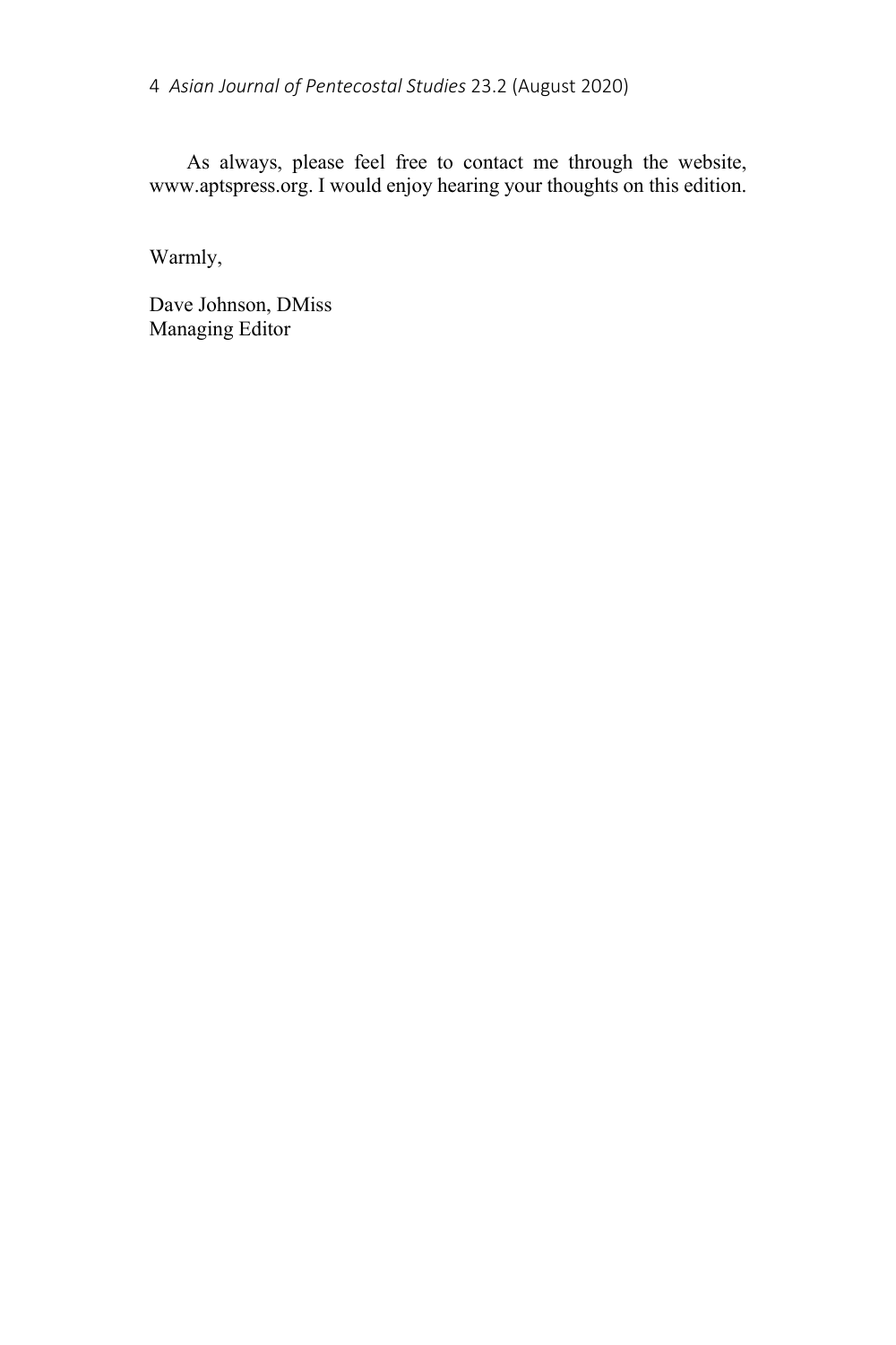As always, please feel free to contact me through the website, www.aptspress.org. I would enjoy hearing your thoughts on this edition.

Warmly,

Dave Johnson, DMiss
Managing Editor